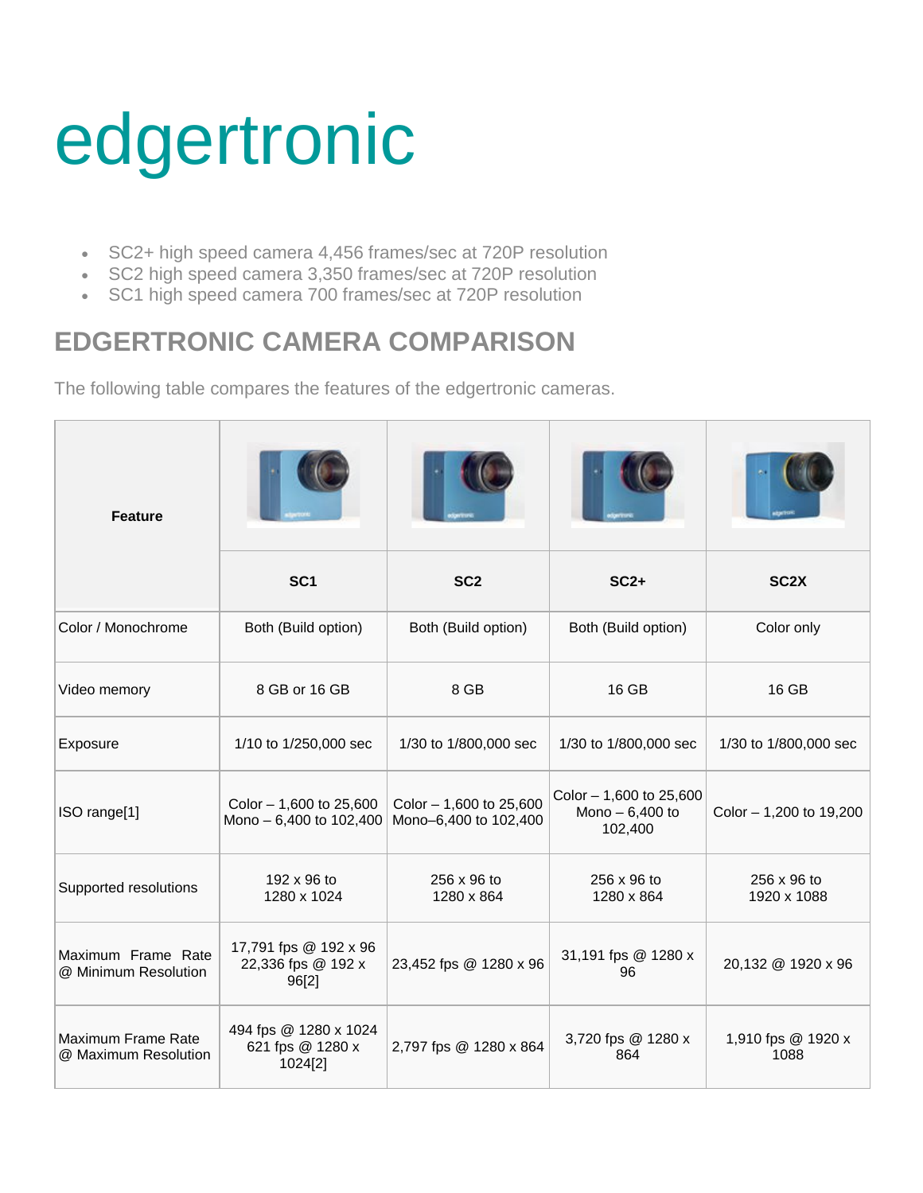# edgertronic

- SC2+ high speed camera 4,456 frames/sec at 720P resolution
- SC2 high speed camera 3,350 frames/sec at 720P resolution
- SC1 high speed camera 700 frames/sec at 720P resolution

## EDGERTRONIC CAMERA COMPARISON

The following table compares the features of the edgertronic cameras.

| Feature | SC1 | SC2 | SC2+ | SC2X |
|---|---|---|---|---|
| Color / Monochrome | Both (Build option) | Both (Build option) | Both (Build option) | Color only |
| Video memory | 8 GB or 16 GB | 8 GB | 16 GB | 16 GB |
| Exposure | 1/10 to 1/250,000 sec | 1/30 to 1/800,000 sec | 1/30 to 1/800,000 sec | 1/30 to 1/800,000 sec |
| ISO range[1] | Color – 1,600 to 25,600<br>Mono – 6,400 to 102,400 | Color – 1,600 to 25,600<br>Mono–6,400 to 102,400 | Color – 1,600 to 25,600<br>Mono – 6,400 to 102,400 | Color – 1,200 to 19,200 |
| Supported resolutions | 192 x 96 to 1280 x 1024 | 256 x 96 to 1280 x 864 | 256 x 96 to 1280 x 864 | 256 x 96 to 1920 x 1088 |
| Maximum Frame Rate @ Minimum Resolution | 17,791 fps @ 192 x 96<br>22,336 fps @ 192 x 96[2] | 23,452 fps @ 1280 x 96 | 31,191 fps @ 1280 x 96 | 20,132 @ 1920 x 96 |
| Maximum Frame Rate @ Maximum Resolution | 494 fps @ 1280 x 1024<br>621 fps @ 1280 x 1024[2] | 2,797 fps @ 1280 x 864 | 3,720 fps @ 1280 x 864 | 1,910 fps @ 1920 x 1088 |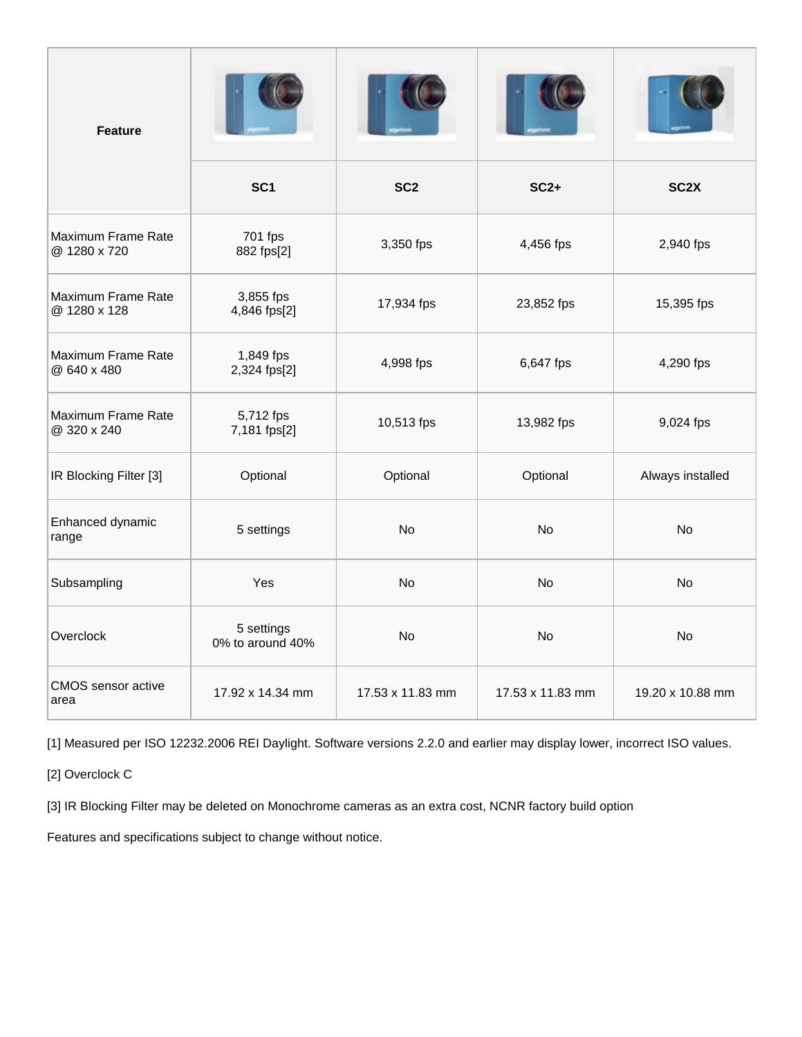| Feature | SC1 | SC2 | SC2+ | SC2X |
|---|---|---|---|---|
| Maximum Frame Rate @ 1280 x 720 | 701 fps<br>882 fps[2] | 3,350 fps | 4,456 fps | 2,940 fps |
| Maximum Frame Rate @ 1280 x 128 | 3,855 fps<br>4,846 fps[2] | 17,934 fps | 23,852 fps | 15,395 fps |
| Maximum Frame Rate @ 640 x 480 | 1,849 fps<br>2,324 fps[2] | 4,998 fps | 6,647 fps | 4,290 fps |
| Maximum Frame Rate @ 320 x 240 | 5,712 fps<br>7,181 fps[2] | 10,513 fps | 13,982 fps | 9,024 fps |
| IR Blocking Filter [3] | Optional | Optional | Optional | Always installed |
| Enhanced dynamic range | 5 settings | No | No | No |
| Subsampling | Yes | No | No | No |
| Overclock | 5 settings<br>0% to around 40% | No | No | No |
| CMOS sensor active area | 17.92 x 14.34 mm | 17.53 x 11.83 mm | 17.53 x 11.83 mm | 19.20 x 10.88 mm |

[1] Measured per ISO 12232.2006 REI Daylight. Software versions 2.2.0 and earlier may display lower, incorrect ISO values.

[2] Overclock C

[3] IR Blocking Filter may be deleted on Monochrome cameras as an extra cost, NCNR factory build option

Features and specifications subject to change without notice.